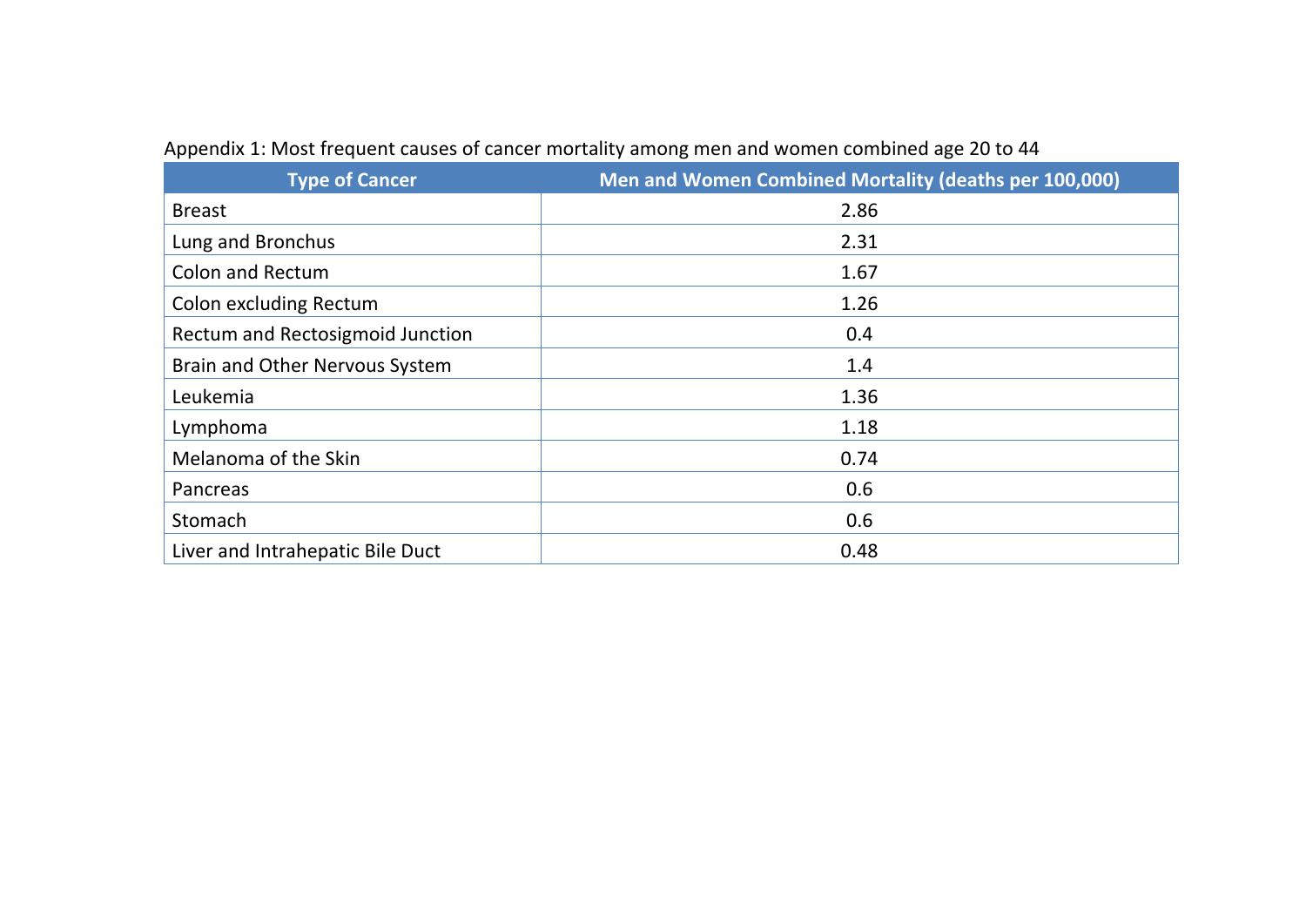Appendix 1: Most frequent causes of cancer mortality among men and women combined age 20 to 44

| Type of Cancer | Men and Women Combined Mortality (deaths per 100,000) |
| --- | --- |
| Breast | 2.86 |
| Lung and Bronchus | 2.31 |
| Colon and Rectum | 1.67 |
| Colon excluding Rectum | 1.26 |
| Rectum and Rectosigmoid Junction | 0.4 |
| Brain and Other Nervous System | 1.4 |
| Leukemia | 1.36 |
| Lymphoma | 1.18 |
| Melanoma of the Skin | 0.74 |
| Pancreas | 0.6 |
| Stomach | 0.6 |
| Liver and Intrahepatic Bile Duct | 0.48 |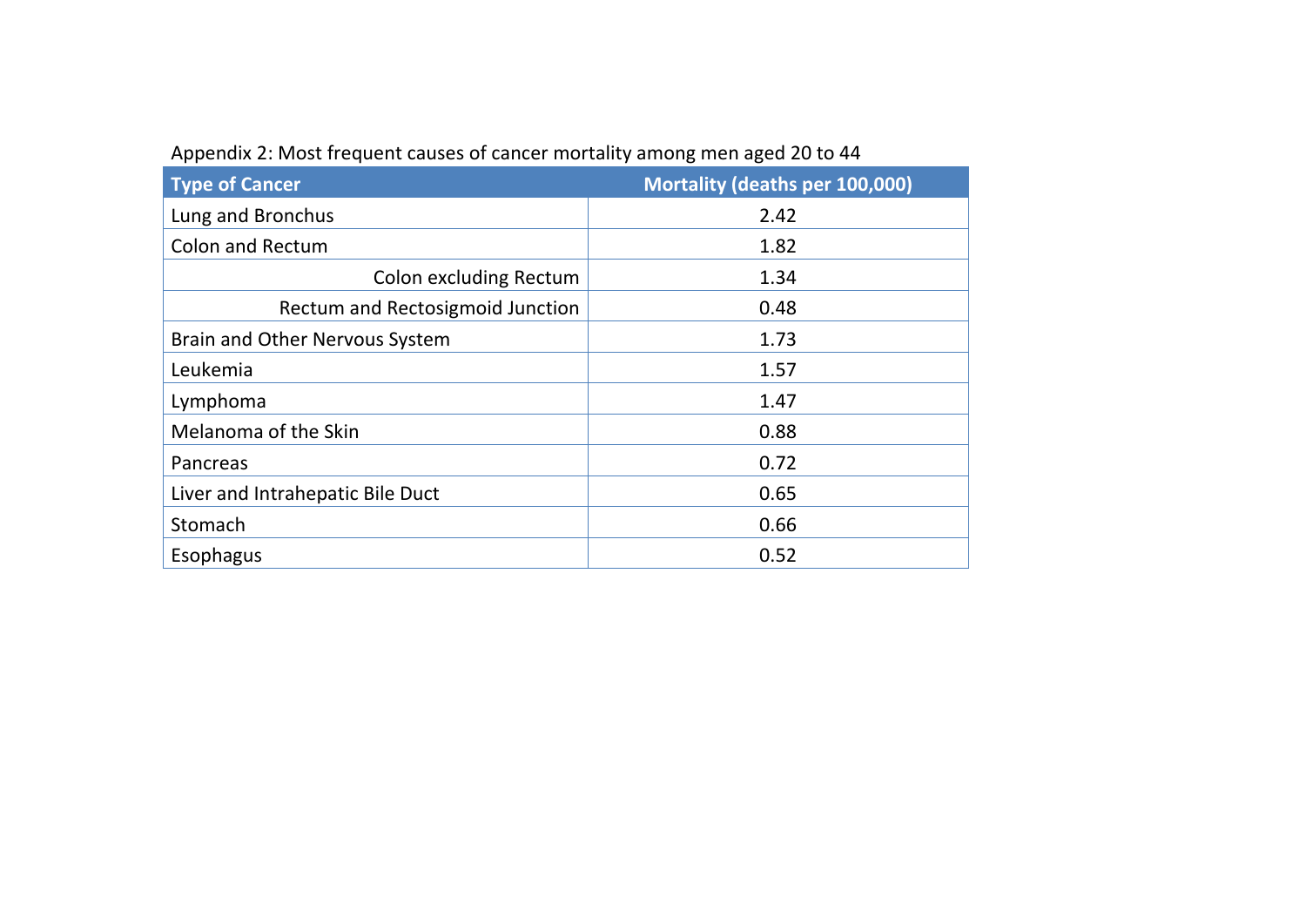Appendix 2: Most frequent causes of cancer mortality among men aged 20 to 44

| Type of Cancer | Mortality (deaths per 100,000) |
| --- | --- |
| Lung and Bronchus | 2.42 |
| Colon and Rectum | 1.82 |
| Colon excluding Rectum | 1.34 |
| Rectum and Rectosigmoid Junction | 0.48 |
| Brain and Other Nervous System | 1.73 |
| Leukemia | 1.57 |
| Lymphoma | 1.47 |
| Melanoma of the Skin | 0.88 |
| Pancreas | 0.72 |
| Liver and Intrahepatic Bile Duct | 0.65 |
| Stomach | 0.66 |
| Esophagus | 0.52 |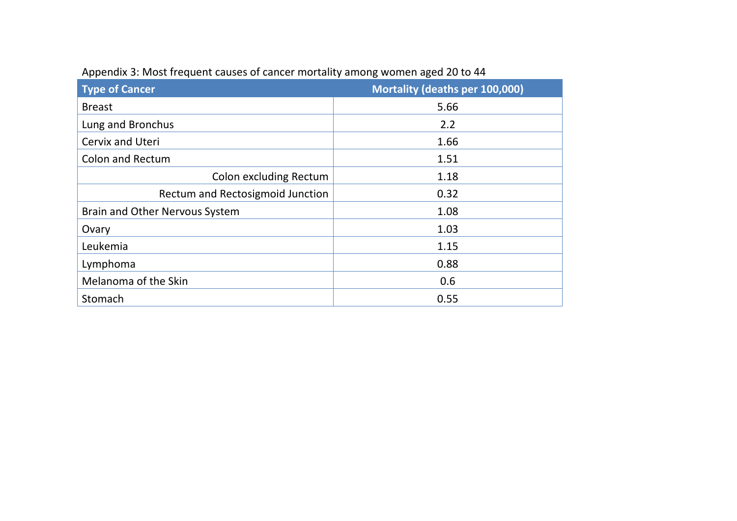Appendix 3: Most frequent causes of cancer mortality among women aged 20 to 44

| Type of Cancer | Mortality (deaths per 100,000) |
|---|---|
| Breast | 5.66 |
| Lung and Bronchus | 2.2 |
| Cervix and Uteri | 1.66 |
| Colon and Rectum | 1.51 |
| Colon excluding Rectum | 1.18 |
| Rectum and Rectosigmoid Junction | 0.32 |
| Brain and Other Nervous System | 1.08 |
| Ovary | 1.03 |
| Leukemia | 1.15 |
| Lymphoma | 0.88 |
| Melanoma of the Skin | 0.6 |
| Stomach | 0.55 |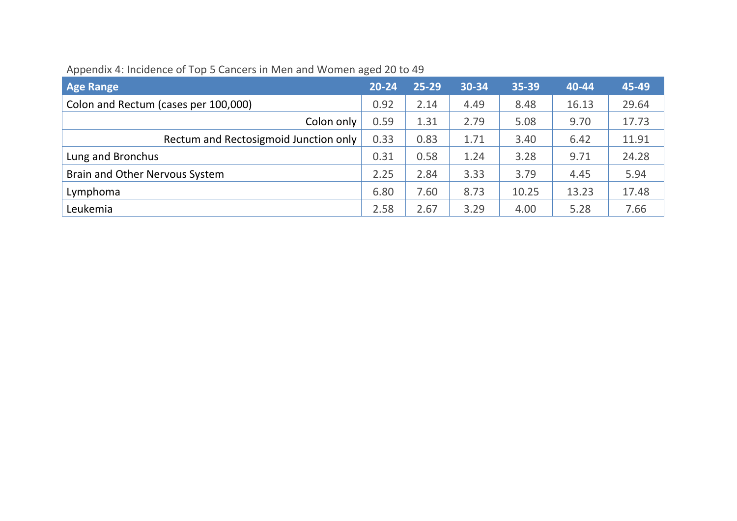Appendix 4: Incidence of Top 5 Cancers in Men and Women aged 20 to 49

| Age Range | 20-24 | 25-29 | 30-34 | 35-39 | 40-44 | 45-49 |
|---|---|---|---|---|---|---|
| Colon and Rectum (cases per 100,000) | 0.92 | 2.14 | 4.49 | 8.48 | 16.13 | 29.64 |
| Colon only | 0.59 | 1.31 | 2.79 | 5.08 | 9.70 | 17.73 |
| Rectum and Rectosigmoid Junction only | 0.33 | 0.83 | 1.71 | 3.40 | 6.42 | 11.91 |
| Lung and Bronchus | 0.31 | 0.58 | 1.24 | 3.28 | 9.71 | 24.28 |
| Brain and Other Nervous System | 2.25 | 2.84 | 3.33 | 3.79 | 4.45 | 5.94 |
| Lymphoma | 6.80 | 7.60 | 8.73 | 10.25 | 13.23 | 17.48 |
| Leukemia | 2.58 | 2.67 | 3.29 | 4.00 | 5.28 | 7.66 |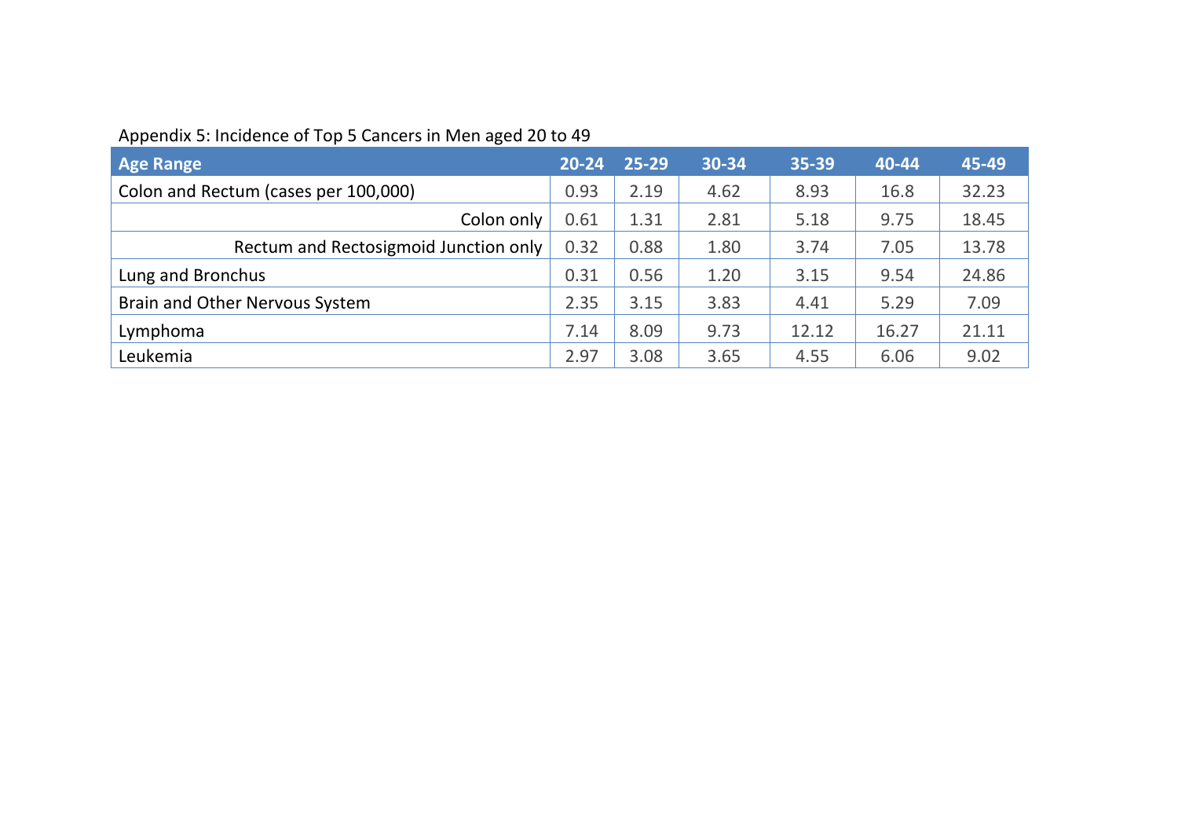Appendix 5: Incidence of Top 5 Cancers in Men aged 20 to 49

| Age Range | 20-24 | 25-29 | 30-34 | 35-39 | 40-44 | 45-49 |
|---|---|---|---|---|---|---|
| Colon and Rectum (cases per 100,000) | 0.93 | 2.19 | 4.62 | 8.93 | 16.8 | 32.23 |
| Colon only | 0.61 | 1.31 | 2.81 | 5.18 | 9.75 | 18.45 |
| Rectum and Rectosigmoid Junction only | 0.32 | 0.88 | 1.80 | 3.74 | 7.05 | 13.78 |
| Lung and Bronchus | 0.31 | 0.56 | 1.20 | 3.15 | 9.54 | 24.86 |
| Brain and Other Nervous System | 2.35 | 3.15 | 3.83 | 4.41 | 5.29 | 7.09 |
| Lymphoma | 7.14 | 8.09 | 9.73 | 12.12 | 16.27 | 21.11 |
| Leukemia | 2.97 | 3.08 | 3.65 | 4.55 | 6.06 | 9.02 |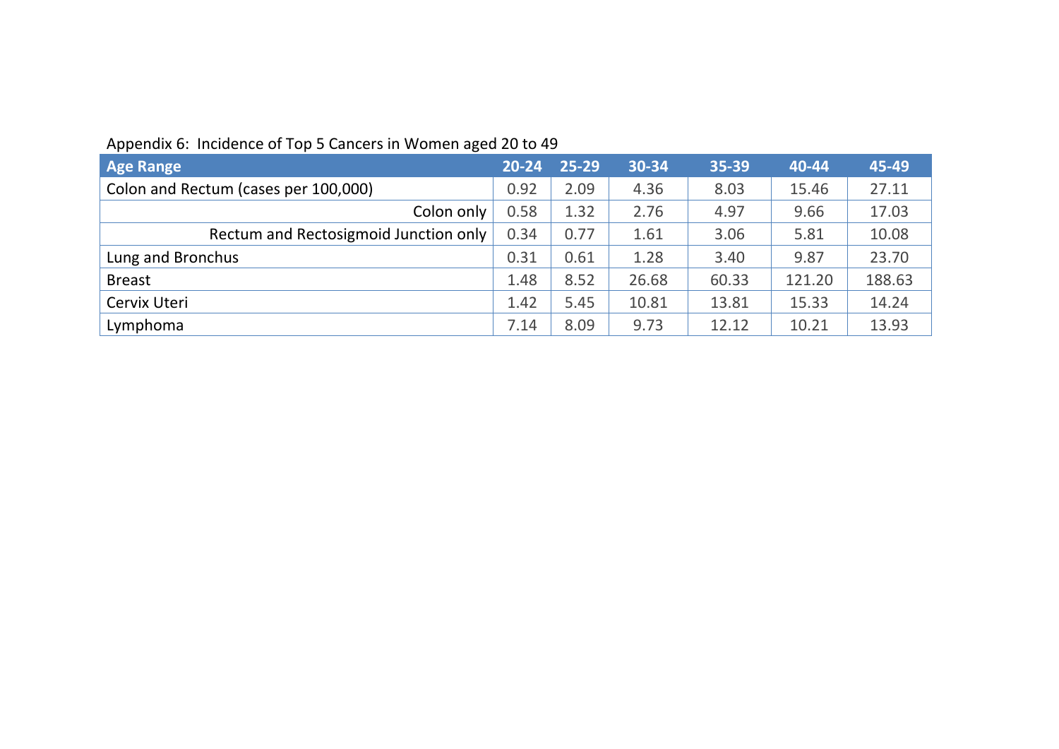Appendix 6: Incidence of Top 5 Cancers in Women aged 20 to 49

| Age Range | 20-24 | 25-29 | 30-34 | 35-39 | 40-44 | 45-49 |
| --- | --- | --- | --- | --- | --- | --- |
| Colon and Rectum (cases per 100,000) | 0.92 | 2.09 | 4.36 | 8.03 | 15.46 | 27.11 |
| Colon only | 0.58 | 1.32 | 2.76 | 4.97 | 9.66 | 17.03 |
| Rectum and Rectosigmoid Junction only | 0.34 | 0.77 | 1.61 | 3.06 | 5.81 | 10.08 |
| Lung and Bronchus | 0.31 | 0.61 | 1.28 | 3.40 | 9.87 | 23.70 |
| Breast | 1.48 | 8.52 | 26.68 | 60.33 | 121.20 | 188.63 |
| Cervix Uteri | 1.42 | 5.45 | 10.81 | 13.81 | 15.33 | 14.24 |
| Lymphoma | 7.14 | 8.09 | 9.73 | 12.12 | 10.21 | 13.93 |